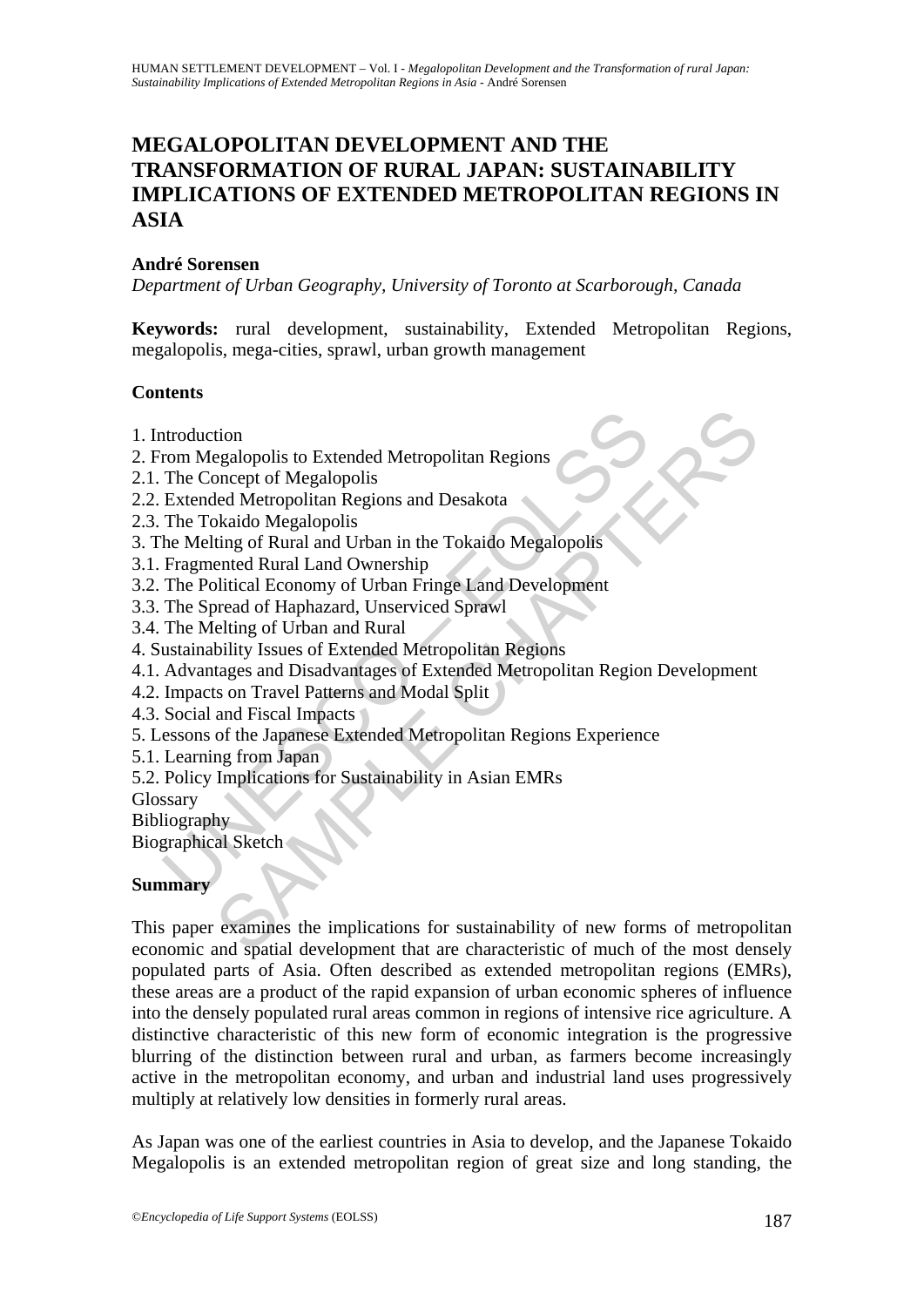# MEGALOPOLITAN DEVELOPMENT AND THE TRANSFORMATION OF RURAL JAPAN: SUSTAINABILITY IMPLICATIONS OF EXTENDED METROPOLITAN REGIONS IN ASIA

**André Sorensen**

*Department of Urban Geography, University of Toronto at Scarborough, Canada*

**Keywords:** rural development, sustainability, Extended Metropolitan Regions, megalopolis, mega-cities, sprawl, urban growth management

## Contents

1. Introduction
2. From Megalopolis to Extended Metropolitan Regions
2.1. The Concept of Megalopolis
2.2. Extended Metropolitan Regions and Desakota
2.3. The Tokaido Megalopolis
3. The Melting of Rural and Urban in the Tokaido Megalopolis
3.1. Fragmented Rural Land Ownership
3.2. The Political Economy of Urban Fringe Land Development
3.3. The Spread of Haphazard, Unserviced Sprawl
3.4. The Melting of Urban and Rural
4. Sustainability Issues of Extended Metropolitan Regions
4.1. Advantages and Disadvantages of Extended Metropolitan Region Development
4.2. Impacts on Travel Patterns and Modal Split
4.3. Social and Fiscal Impacts
5. Lessons of the Japanese Extended Metropolitan Regions Experience
5.1. Learning from Japan
5.2. Policy Implications for Sustainability in Asian EMRs

Glossary
Bibliography
Biographical Sketch

## Summary

This paper examines the implications for sustainability of new forms of metropolitan economic and spatial development that are characteristic of much of the most densely populated parts of Asia. Often described as extended metropolitan regions (EMRs), these areas are a product of the rapid expansion of urban economic spheres of influence into the densely populated rural areas common in regions of intensive rice agriculture. A distinctive characteristic of this new form of economic integration is the progressive blurring of the distinction between rural and urban, as farmers become increasingly active in the metropolitan economy, and urban and industrial land uses progressively multiply at relatively low densities in formerly rural areas.

As Japan was one of the earliest countries in Asia to develop, and the Japanese Tokaido Megalopolis is an extended metropolitan region of great size and long standing, the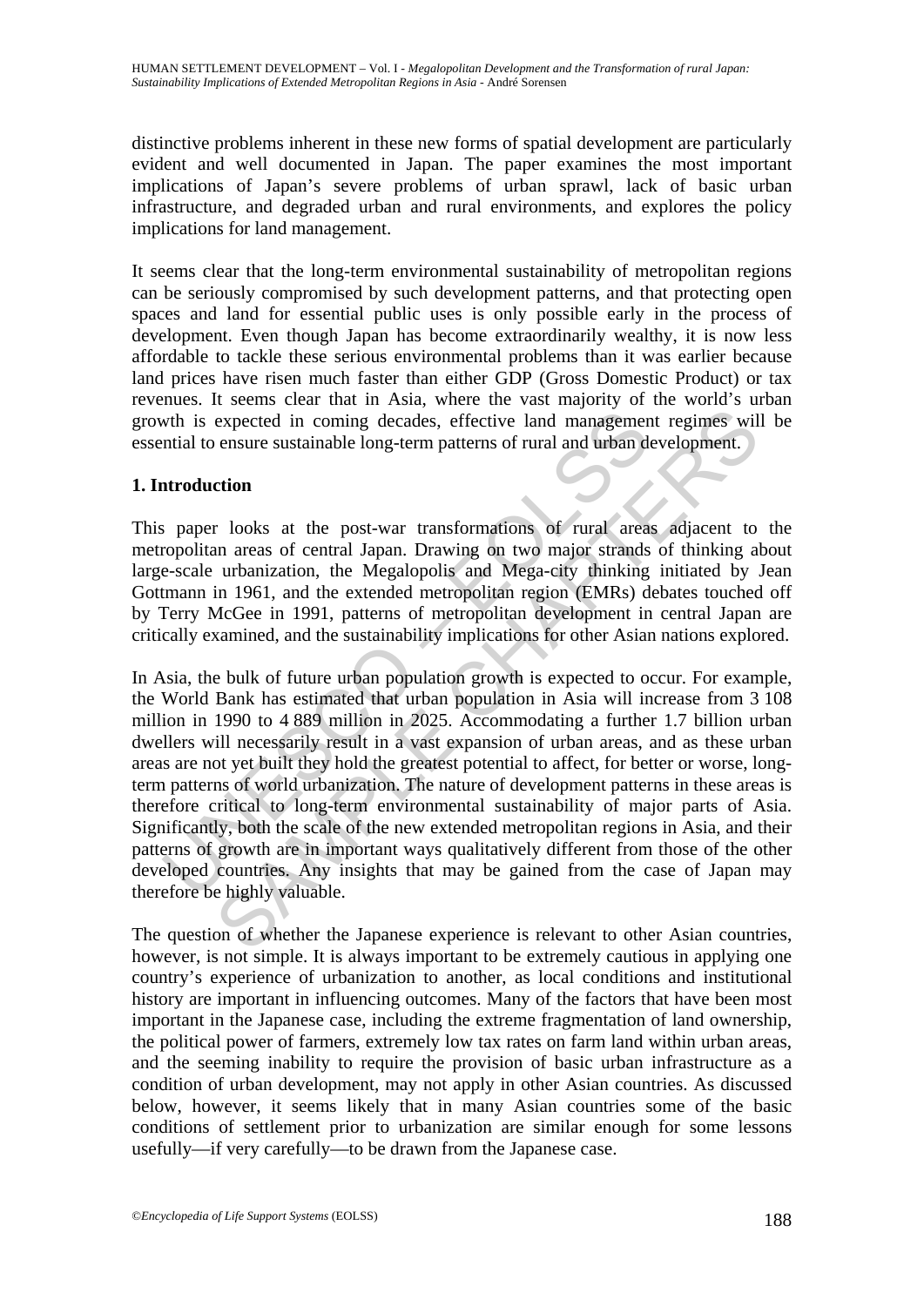distinctive problems inherent in these new forms of spatial development are particularly evident and well documented in Japan. The paper examines the most important implications of Japan's severe problems of urban sprawl, lack of basic urban infrastructure, and degraded urban and rural environments, and explores the policy implications for land management.

It seems clear that the long-term environmental sustainability of metropolitan regions can be seriously compromised by such development patterns, and that protecting open spaces and land for essential public uses is only possible early in the process of development. Even though Japan has become extraordinarily wealthy, it is now less affordable to tackle these serious environmental problems than it was earlier because land prices have risen much faster than either GDP (Gross Domestic Product) or tax revenues. It seems clear that in Asia, where the vast majority of the world's urban growth is expected in coming decades, effective land management regimes will be essential to ensure sustainable long-term patterns of rural and urban development.

## 1. Introduction

This paper looks at the post-war transformations of rural areas adjacent to the metropolitan areas of central Japan. Drawing on two major strands of thinking about large-scale urbanization, the Megalopolis and Mega-city thinking initiated by Jean Gottmann in 1961, and the extended metropolitan region (EMRs) debates touched off by Terry McGee in 1991, patterns of metropolitan development in central Japan are critically examined, and the sustainability implications for other Asian nations explored.

In Asia, the bulk of future urban population growth is expected to occur. For example, the World Bank has estimated that urban population in Asia will increase from 3 108 million in 1990 to 4 889 million in 2025. Accommodating a further 1.7 billion urban dwellers will necessarily result in a vast expansion of urban areas, and as these urban areas are not yet built they hold the greatest potential to affect, for better or worse, long-term patterns of world urbanization. The nature of development patterns in these areas is therefore critical to long-term environmental sustainability of major parts of Asia. Significantly, both the scale of the new extended metropolitan regions in Asia, and their patterns of growth are in important ways qualitatively different from those of the other developed countries. Any insights that may be gained from the case of Japan may therefore be highly valuable.

The question of whether the Japanese experience is relevant to other Asian countries, however, is not simple. It is always important to be extremely cautious in applying one country's experience of urbanization to another, as local conditions and institutional history are important in influencing outcomes. Many of the factors that have been most important in the Japanese case, including the extreme fragmentation of land ownership, the political power of farmers, extremely low tax rates on farm land within urban areas, and the seeming inability to require the provision of basic urban infrastructure as a condition of urban development, may not apply in other Asian countries. As discussed below, however, it seems likely that in many Asian countries some of the basic conditions of settlement prior to urbanization are similar enough for some lessons usefully—if very carefully—to be drawn from the Japanese case.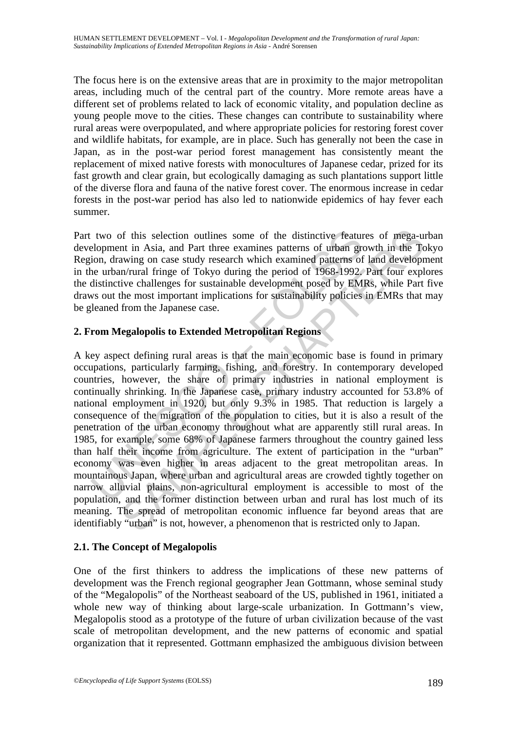The focus here is on the extensive areas that are in proximity to the major metropolitan areas, including much of the central part of the country. More remote areas have a different set of problems related to lack of economic vitality, and population decline as young people move to the cities. These changes can contribute to sustainability where rural areas were overpopulated, and where appropriate policies for restoring forest cover and wildlife habitats, for example, are in place. Such has generally not been the case in Japan, as in the post-war period forest management has consistently meant the replacement of mixed native forests with monocultures of Japanese cedar, prized for its fast growth and clear grain, but ecologically damaging as such plantations support little of the diverse flora and fauna of the native forest cover. The enormous increase in cedar forests in the post-war period has also led to nationwide epidemics of hay fever each summer.

Part two of this selection outlines some of the distinctive features of mega-urban development in Asia, and Part three examines patterns of urban growth in the Tokyo Region, drawing on case study research which examined patterns of land development in the urban/rural fringe of Tokyo during the period of 1968-1992. Part four explores the distinctive challenges for sustainable development posed by EMRs, while Part five draws out the most important implications for sustainability policies in EMRs that may be gleaned from the Japanese case.

## 2. From Megalopolis to Extended Metropolitan Regions

A key aspect defining rural areas is that the main economic base is found in primary occupations, particularly farming, fishing, and forestry. In contemporary developed countries, however, the share of primary industries in national employment is continually shrinking. In the Japanese case, primary industry accounted for 53.8% of national employment in 1920, but only 9.3% in 1985. That reduction is largely a consequence of the migration of the population to cities, but it is also a result of the penetration of the urban economy throughout what are apparently still rural areas. In 1985, for example, some 68% of Japanese farmers throughout the country gained less than half their income from agriculture. The extent of participation in the "urban" economy was even higher in areas adjacent to the great metropolitan areas. In mountainous Japan, where urban and agricultural areas are crowded tightly together on narrow alluvial plains, non-agricultural employment is accessible to most of the population, and the former distinction between urban and rural has lost much of its meaning. The spread of metropolitan economic influence far beyond areas that are identifiably "urban" is not, however, a phenomenon that is restricted only to Japan.

### 2.1. The Concept of Megalopolis

One of the first thinkers to address the implications of these new patterns of development was the French regional geographer Jean Gottmann, whose seminal study of the "Megalopolis" of the Northeast seaboard of the US, published in 1961, initiated a whole new way of thinking about large-scale urbanization. In Gottmann's view, Megalopolis stood as a prototype of the future of urban civilization because of the vast scale of metropolitan development, and the new patterns of economic and spatial organization that it represented. Gottmann emphasized the ambiguous division between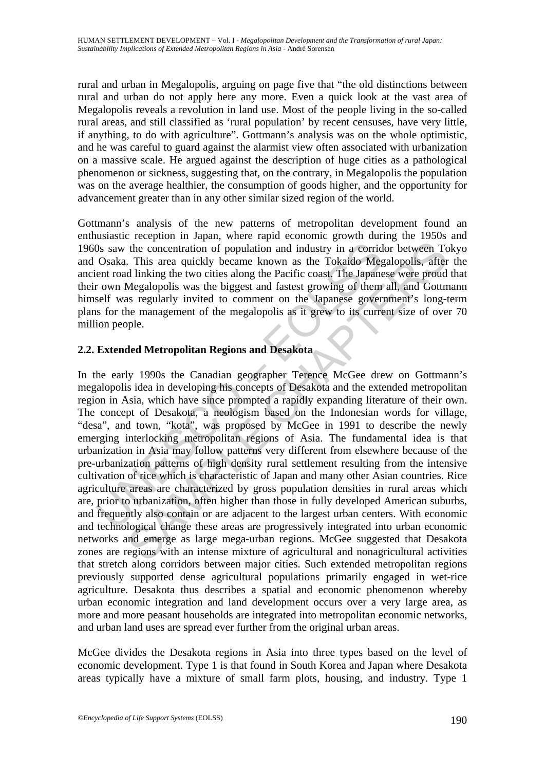rural and urban in Megalopolis, arguing on page five that "the old distinctions between rural and urban do not apply here any more. Even a quick look at the vast area of Megalopolis reveals a revolution in land use. Most of the people living in the so-called rural areas, and still classified as 'rural population' by recent censuses, have very little, if anything, to do with agriculture". Gottmann's analysis was on the whole optimistic, and he was careful to guard against the alarmist view often associated with urbanization on a massive scale. He argued against the description of huge cities as a pathological phenomenon or sickness, suggesting that, on the contrary, in Megalopolis the population was on the average healthier, the consumption of goods higher, and the opportunity for advancement greater than in any other similar sized region of the world.

Gottmann's analysis of the new patterns of metropolitan development found an enthusiastic reception in Japan, where rapid economic growth during the 1950s and 1960s saw the concentration of population and industry in a corridor between Tokyo and Osaka. This area quickly became known as the Tokaido Megalopolis, after the ancient road linking the two cities along the Pacific coast. The Japanese were proud that their own Megalopolis was the biggest and fastest growing of them all, and Gottmann himself was regularly invited to comment on the Japanese government's long-term plans for the management of the megalopolis as it grew to its current size of over 70 million people.

## 2.2. Extended Metropolitan Regions and Desakota

In the early 1990s the Canadian geographer Terence McGee drew on Gottmann's megalopolis idea in developing his concepts of Desakota and the extended metropolitan region in Asia, which have since prompted a rapidly expanding literature of their own. The concept of Desakota, a neologism based on the Indonesian words for village, "desa", and town, "kota", was proposed by McGee in 1991 to describe the newly emerging interlocking metropolitan regions of Asia. The fundamental idea is that urbanization in Asia may follow patterns very different from elsewhere because of the pre-urbanization patterns of high density rural settlement resulting from the intensive cultivation of rice which is characteristic of Japan and many other Asian countries. Rice agriculture areas are characterized by gross population densities in rural areas which are, prior to urbanization, often higher than those in fully developed American suburbs, and frequently also contain or are adjacent to the largest urban centers. With economic and technological change these areas are progressively integrated into urban economic networks and emerge as large mega-urban regions. McGee suggested that Desakota zones are regions with an intense mixture of agricultural and nonagricultural activities that stretch along corridors between major cities. Such extended metropolitan regions previously supported dense agricultural populations primarily engaged in wet-rice agriculture. Desakota thus describes a spatial and economic phenomenon whereby urban economic integration and land development occurs over a very large area, as more and more peasant households are integrated into metropolitan economic networks, and urban land uses are spread ever further from the original urban areas.

McGee divides the Desakota regions in Asia into three types based on the level of economic development. Type 1 is that found in South Korea and Japan where Desakota areas typically have a mixture of small farm plots, housing, and industry. Type 1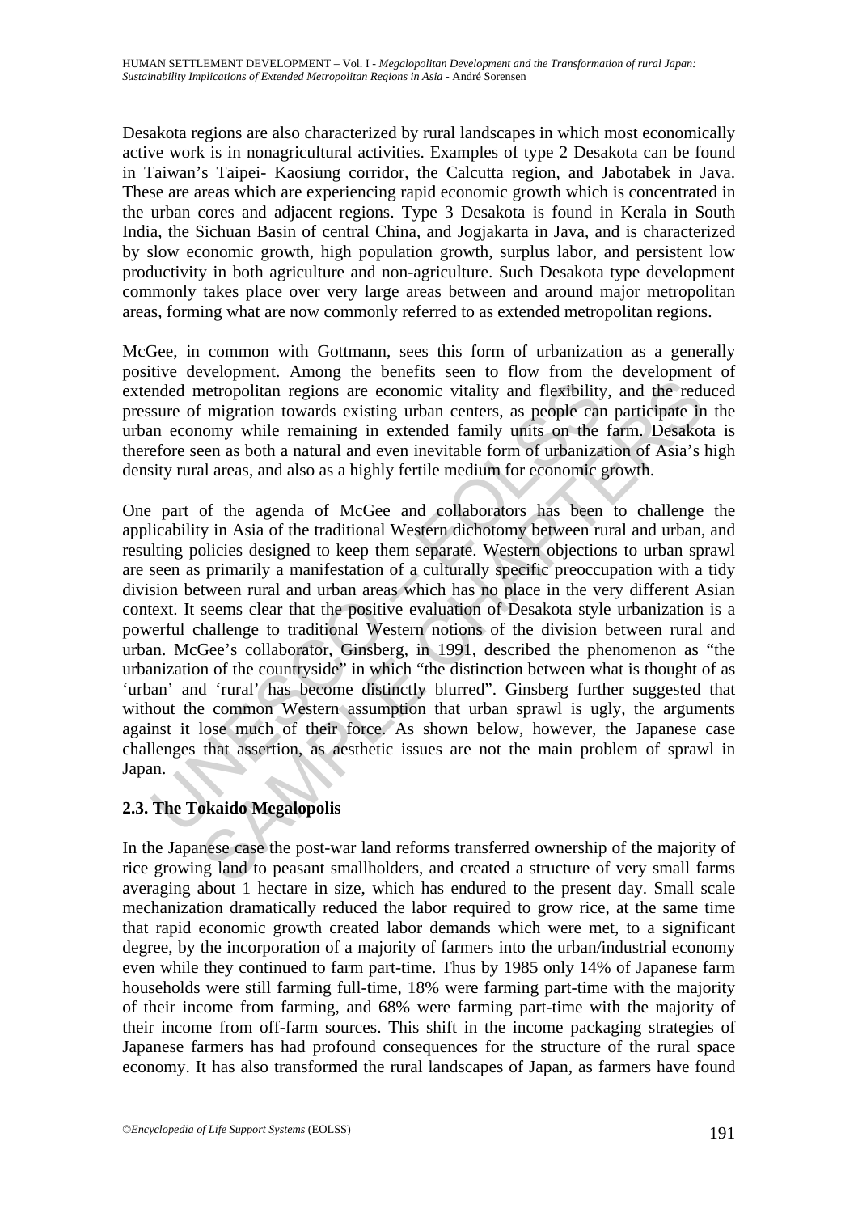Desakota regions are also characterized by rural landscapes in which most economically active work is in nonagricultural activities. Examples of type 2 Desakota can be found in Taiwan's Taipei- Kaosiung corridor, the Calcutta region, and Jabotabek in Java. These are areas which are experiencing rapid economic growth which is concentrated in the urban cores and adjacent regions. Type 3 Desakota is found in Kerala in South India, the Sichuan Basin of central China, and Jogjakarta in Java, and is characterized by slow economic growth, high population growth, surplus labor, and persistent low productivity in both agriculture and non-agriculture. Such Desakota type development commonly takes place over very large areas between and around major metropolitan areas, forming what are now commonly referred to as extended metropolitan regions.

McGee, in common with Gottmann, sees this form of urbanization as a generally positive development. Among the benefits seen to flow from the development of extended metropolitan regions are economic vitality and flexibility, and the reduced pressure of migration towards existing urban centers, as people can participate in the urban economy while remaining in extended family units on the farm. Desakota is therefore seen as both a natural and even inevitable form of urbanization of Asia's high density rural areas, and also as a highly fertile medium for economic growth.

One part of the agenda of McGee and collaborators has been to challenge the applicability in Asia of the traditional Western dichotomy between rural and urban, and resulting policies designed to keep them separate. Western objections to urban sprawl are seen as primarily a manifestation of a culturally specific preoccupation with a tidy division between rural and urban areas which has no place in the very different Asian context. It seems clear that the positive evaluation of Desakota style urbanization is a powerful challenge to traditional Western notions of the division between rural and urban. McGee's collaborator, Ginsberg, in 1991, described the phenomenon as "the urbanization of the countryside" in which "the distinction between what is thought of as 'urban' and 'rural' has become distinctly blurred". Ginsberg further suggested that without the common Western assumption that urban sprawl is ugly, the arguments against it lose much of their force. As shown below, however, the Japanese case challenges that assertion, as aesthetic issues are not the main problem of sprawl in Japan.

### 2.3. The Tokaido Megalopolis

In the Japanese case the post-war land reforms transferred ownership of the majority of rice growing land to peasant smallholders, and created a structure of very small farms averaging about 1 hectare in size, which has endured to the present day. Small scale mechanization dramatically reduced the labor required to grow rice, at the same time that rapid economic growth created labor demands which were met, to a significant degree, by the incorporation of a majority of farmers into the urban/industrial economy even while they continued to farm part-time. Thus by 1985 only 14% of Japanese farm households were still farming full-time, 18% were farming part-time with the majority of their income from farming, and 68% were farming part-time with the majority of their income from off-farm sources. This shift in the income packaging strategies of Japanese farmers has had profound consequences for the structure of the rural space economy. It has also transformed the rural landscapes of Japan, as farmers have found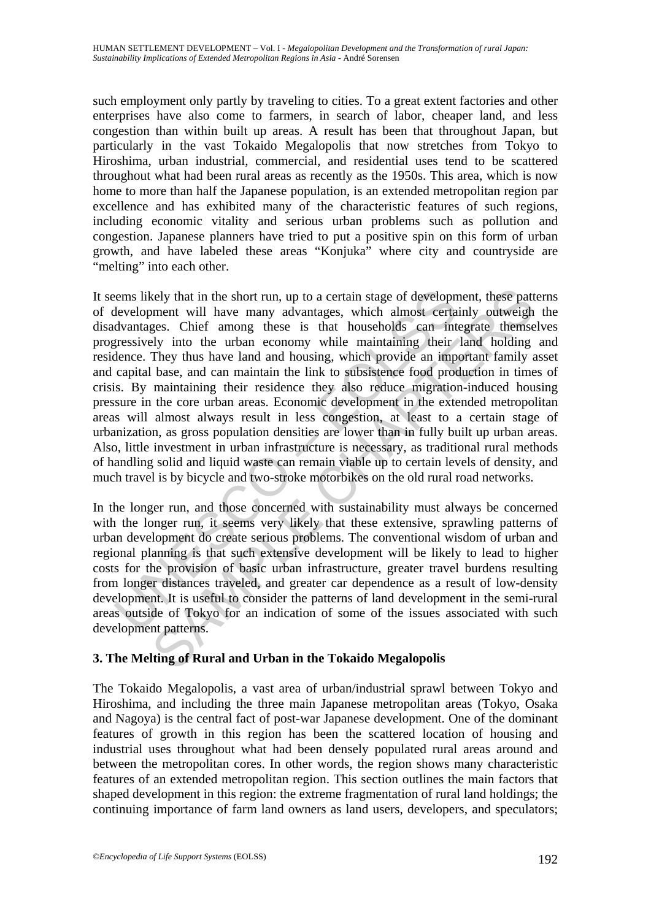such employment only partly by traveling to cities. To a great extent factories and other enterprises have also come to farmers, in search of labor, cheaper land, and less congestion than within built up areas. A result has been that throughout Japan, but particularly in the vast Tokaido Megalopolis that now stretches from Tokyo to Hiroshima, urban industrial, commercial, and residential uses tend to be scattered throughout what had been rural areas as recently as the 1950s. This area, which is now home to more than half the Japanese population, is an extended metropolitan region par excellence and has exhibited many of the characteristic features of such regions, including economic vitality and serious urban problems such as pollution and congestion. Japanese planners have tried to put a positive spin on this form of urban growth, and have labeled these areas "Konjuka" where city and countryside are "melting" into each other.

It seems likely that in the short run, up to a certain stage of development, these patterns of development will have many advantages, which almost certainly outweigh the disadvantages. Chief among these is that households can integrate themselves progressively into the urban economy while maintaining their land holding and residence. They thus have land and housing, which provide an important family asset and capital base, and can maintain the link to subsistence food production in times of crisis. By maintaining their residence they also reduce migration-induced housing pressure in the core urban areas. Economic development in the extended metropolitan areas will almost always result in less congestion, at least to a certain stage of urbanization, as gross population densities are lower than in fully built up urban areas. Also, little investment in urban infrastructure is necessary, as traditional rural methods of handling solid and liquid waste can remain viable up to certain levels of density, and much travel is by bicycle and two-stroke motorbikes on the old rural road networks.

In the longer run, and those concerned with sustainability must always be concerned with the longer run, it seems very likely that these extensive, sprawling patterns of urban development do create serious problems. The conventional wisdom of urban and regional planning is that such extensive development will be likely to lead to higher costs for the provision of basic urban infrastructure, greater travel burdens resulting from longer distances traveled, and greater car dependence as a result of low-density development. It is useful to consider the patterns of land development in the semi-rural areas outside of Tokyo for an indication of some of the issues associated with such development patterns.

## 3. The Melting of Rural and Urban in the Tokaido Megalopolis

The Tokaido Megalopolis, a vast area of urban/industrial sprawl between Tokyo and Hiroshima, and including the three main Japanese metropolitan areas (Tokyo, Osaka and Nagoya) is the central fact of post-war Japanese development. One of the dominant features of growth in this region has been the scattered location of housing and industrial uses throughout what had been densely populated rural areas around and between the metropolitan cores. In other words, the region shows many characteristic features of an extended metropolitan region. This section outlines the main factors that shaped development in this region: the extreme fragmentation of rural land holdings; the continuing importance of farm land owners as land users, developers, and speculators;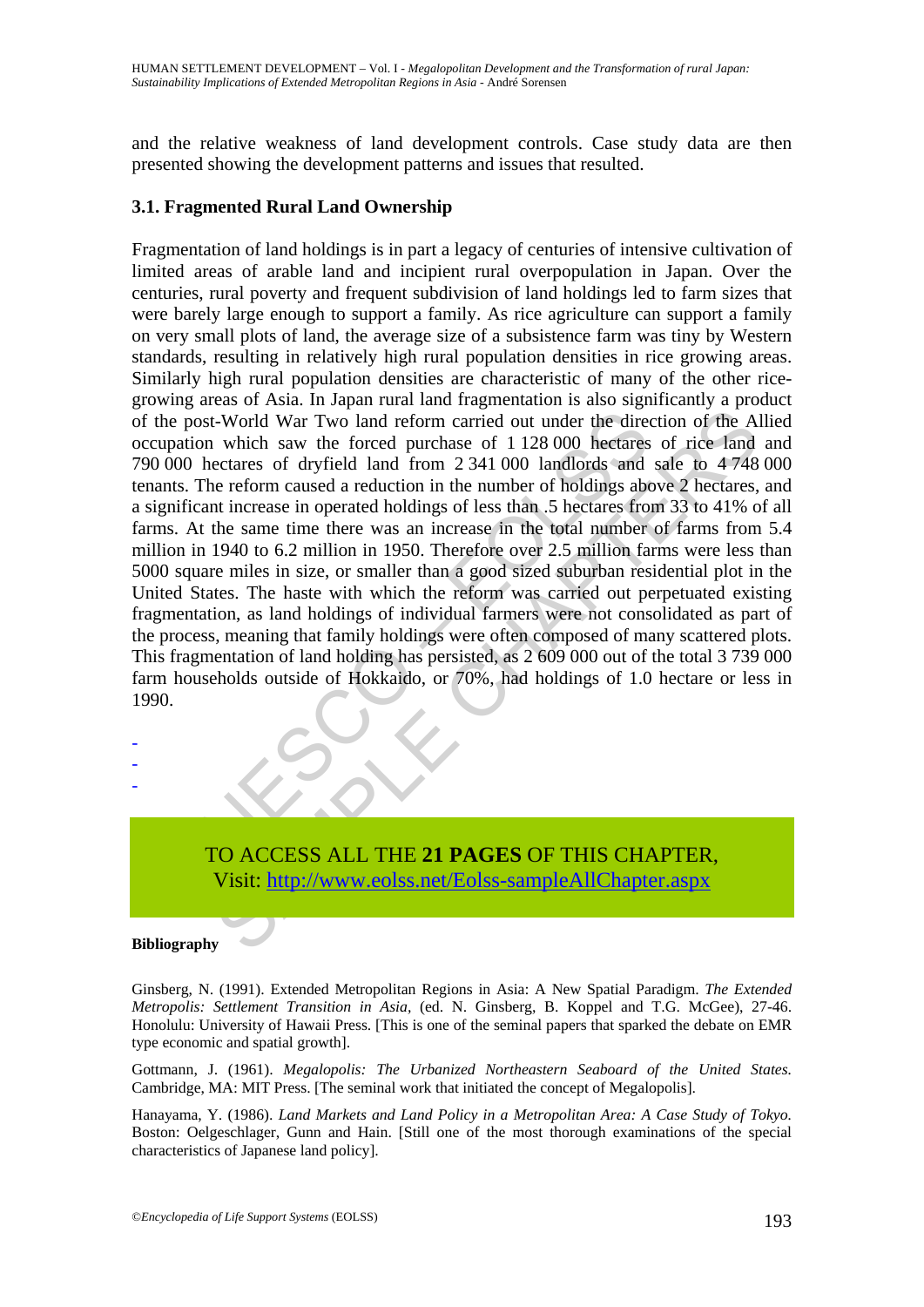and the relative weakness of land development controls. Case study data are then presented showing the development patterns and issues that resulted.

### 3.1. Fragmented Rural Land Ownership

Fragmentation of land holdings is in part a legacy of centuries of intensive cultivation of limited areas of arable land and incipient rural overpopulation in Japan. Over the centuries, rural poverty and frequent subdivision of land holdings led to farm sizes that were barely large enough to support a family. As rice agriculture can support a family on very small plots of land, the average size of a subsistence farm was tiny by Western standards, resulting in relatively high rural population densities in rice growing areas. Similarly high rural population densities are characteristic of many of the other rice-growing areas of Asia. In Japan rural land fragmentation is also significantly a product of the post-World War Two land reform carried out under the direction of the Allied occupation which saw the forced purchase of 1 128 000 hectares of rice land and 790 000 hectares of dryfield land from 2 341 000 landlords and sale to 4 748 000 tenants. The reform caused a reduction in the number of holdings above 2 hectares, and a significant increase in operated holdings of less than .5 hectares from 33 to 41% of all farms. At the same time there was an increase in the total number of farms from 5.4 million in 1940 to 6.2 million in 1950. Therefore over 2.5 million farms were less than 5000 square miles in size, or smaller than a good sized suburban residential plot in the United States. The haste with which the reform was carried out perpetuated existing fragmentation, as land holdings of individual farmers were not consolidated as part of the process, meaning that family holdings were often composed of many scattered plots. This fragmentation of land holding has persisted, as 2 609 000 out of the total 3 739 000 farm households outside of Hokkaido, or 70%, had holdings of 1.0 hectare or less in 1990.

-
-
-

TO ACCESS ALL THE **21 PAGES** OF THIS CHAPTER,
Visit: http://www.eolss.net/Eolss-sampleAllChapter.aspx

**Bibliography**

Ginsberg, N. (1991). Extended Metropolitan Regions in Asia: A New Spatial Paradigm. *The Extended Metropolis: Settlement Transition in Asia,* (ed. N. Ginsberg, B. Koppel and T.G. McGee), 27-46. Honolulu: University of Hawaii Press. [This is one of the seminal papers that sparked the debate on EMR type economic and spatial growth].

Gottmann, J. (1961). *Megalopolis: The Urbanized Northeastern Seaboard of the United States.* Cambridge, MA: MIT Press. [The seminal work that initiated the concept of Megalopolis].

Hanayama, Y. (1986). *Land Markets and Land Policy in a Metropolitan Area: A Case Study of Tokyo.* Boston: Oelgeschlager, Gunn and Hain. [Still one of the most thorough examinations of the special characteristics of Japanese land policy].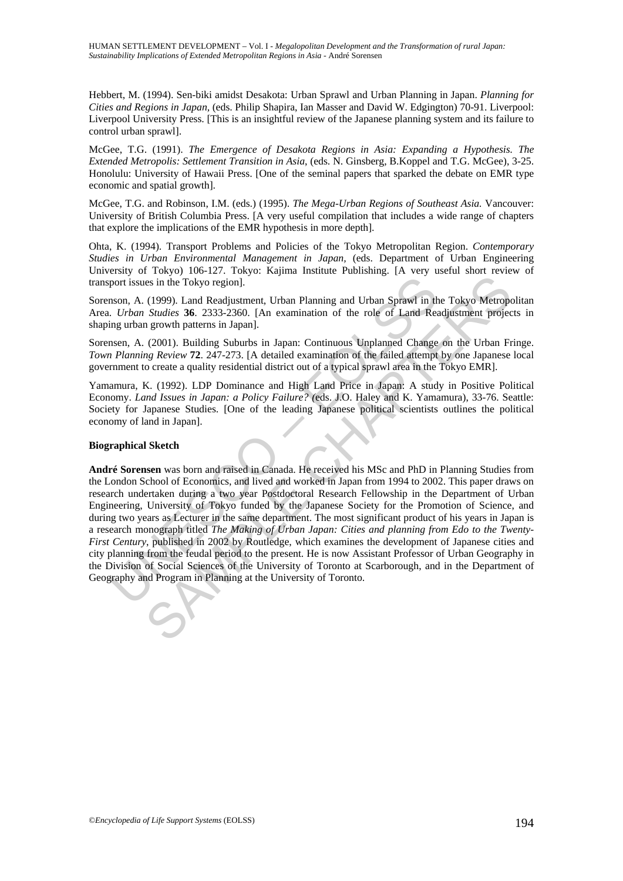Hebbert, M. (1994). Sen-biki amidst Desakota: Urban Sprawl and Urban Planning in Japan. *Planning for Cities and Regions in Japan*, (eds. Philip Shapira, Ian Masser and David W. Edgington) 70-91. Liverpool: Liverpool University Press. [This is an insightful review of the Japanese planning system and its failure to control urban sprawl].

McGee, T.G. (1991). *The Emergence of Desakota Regions in Asia: Expanding a Hypothesis. The Extended Metropolis: Settlement Transition in Asia*, (eds. N. Ginsberg, B.Koppel and T.G. McGee), 3-25. Honolulu: University of Hawaii Press. [One of the seminal papers that sparked the debate on EMR type economic and spatial growth].

McGee, T.G. and Robinson, I.M. (eds.) (1995). *The Mega-Urban Regions of Southeast Asia.* Vancouver: University of British Columbia Press. [A very useful compilation that includes a wide range of chapters that explore the implications of the EMR hypothesis in more depth].

Ohta, K. (1994). Transport Problems and Policies of the Tokyo Metropolitan Region. *Contemporary Studies in Urban Environmental Management in Japan*, (eds. Department of Urban Engineering University of Tokyo) 106-127. Tokyo: Kajima Institute Publishing. [A very useful short review of transport issues in the Tokyo region].

Sorenson, A. (1999). Land Readjustment, Urban Planning and Urban Sprawl in the Tokyo Metropolitan Area. *Urban Studies* **36**. 2333-2360. [An examination of the role of Land Readjustment projects in shaping urban growth patterns in Japan].

Sorensen, A. (2001). Building Suburbs in Japan: Continuous Unplanned Change on the Urban Fringe. *Town Planning Review* **72**. 247-273. [A detailed examination of the failed attempt by one Japanese local government to create a quality residential district out of a typical sprawl area in the Tokyo EMR].

Yamamura, K. (1992). LDP Dominance and High Land Price in Japan: A study in Positive Political Economy. *Land Issues in Japan: a Policy Failure?* (eds. J.O. Haley and K. Yamamura), 33-76. Seattle: Society for Japanese Studies. [One of the leading Japanese political scientists outlines the political economy of land in Japan].

**Biographical Sketch**

**André Sorensen** was born and raised in Canada. He received his MSc and PhD in Planning Studies from the London School of Economics, and lived and worked in Japan from 1994 to 2002. This paper draws on research undertaken during a two year Postdoctoral Research Fellowship in the Department of Urban Engineering, University of Tokyo funded by the Japanese Society for the Promotion of Science, and during two years as Lecturer in the same department. The most significant product of his years in Japan is a research monograph titled *The Making of Urban Japan: Cities and planning from Edo to the Twenty-First Century*, published in 2002 by Routledge, which examines the development of Japanese cities and city planning from the feudal period to the present. He is now Assistant Professor of Urban Geography in the Division of Social Sciences of the University of Toronto at Scarborough, and in the Department of Geography and Program in Planning at the University of Toronto.